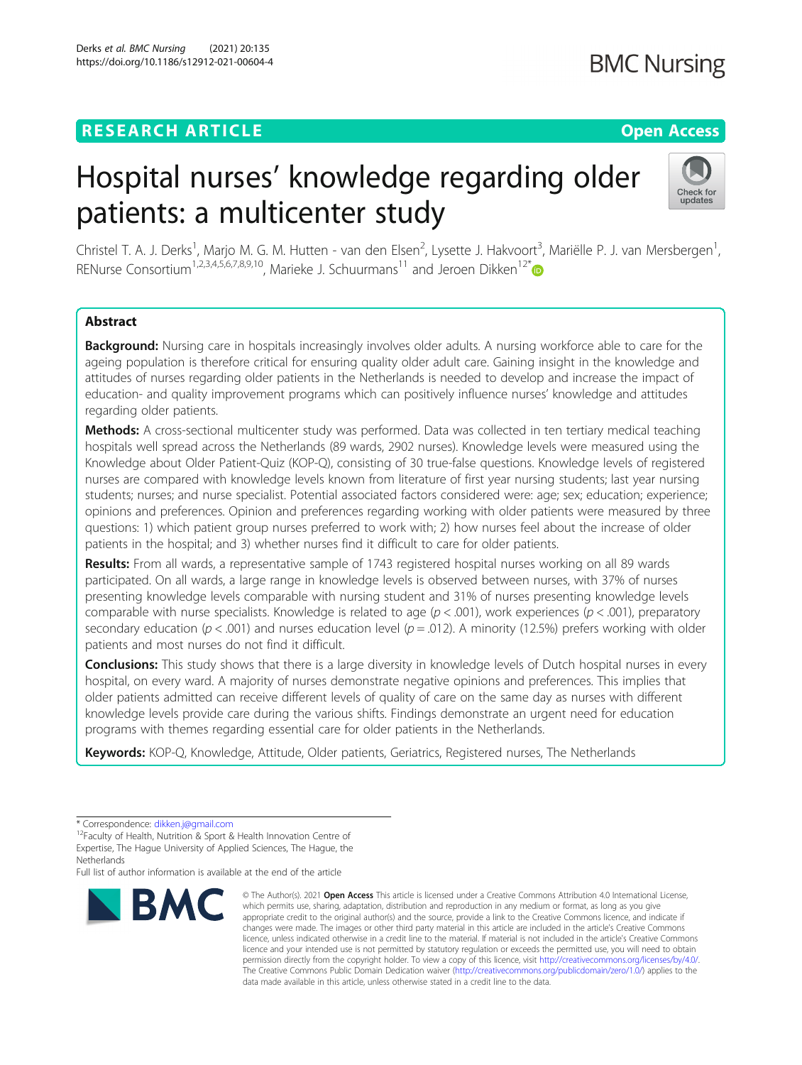RESEARCH ARTICLE

Open Access

# Hospital nurses' knowledge regarding older patients: a multicenter study

Christel T. A. J. Derks[1], Marjo M. G. M. Hutten - van den Elsen[2], Lysette J. Hakvoort[3], Mariëlle P. J. van Mersbergen[1], RENurse Consortium[1,2,3,4,5,6,7,8,9,10], Marieke J. Schuurmans[11] and Jeroen Dikken[12*]

## Abstract

**Background:** Nursing care in hospitals increasingly involves older adults. A nursing workforce able to care for the ageing population is therefore critical for ensuring quality older adult care. Gaining insight in the knowledge and attitudes of nurses regarding older patients in the Netherlands is needed to develop and increase the impact of education- and quality improvement programs which can positively influence nurses' knowledge and attitudes regarding older patients.

**Methods:** A cross-sectional multicenter study was performed. Data was collected in ten tertiary medical teaching hospitals well spread across the Netherlands (89 wards, 2902 nurses). Knowledge levels were measured using the Knowledge about Older Patient-Quiz (KOP-Q), consisting of 30 true-false questions. Knowledge levels of registered nurses are compared with knowledge levels known from literature of first year nursing students; last year nursing students; nurses; and nurse specialist. Potential associated factors considered were: age; sex; education; experience; opinions and preferences. Opinion and preferences regarding working with older patients were measured by three questions: 1) which patient group nurses preferred to work with; 2) how nurses feel about the increase of older patients in the hospital; and 3) whether nurses find it difficult to care for older patients.

**Results:** From all wards, a representative sample of 1743 registered hospital nurses working on all 89 wards participated. On all wards, a large range in knowledge levels is observed between nurses, with 37% of nurses presenting knowledge levels comparable with nursing student and 31% of nurses presenting knowledge levels comparable with nurse specialists. Knowledge is related to age ($p < .001$), work experiences ($p < .001$), preparatory secondary education ($p < .001$) and nurses education level ($p = .012$). A minority (12.5%) prefers working with older patients and most nurses do not find it difficult.

**Conclusions:** This study shows that there is a large diversity in knowledge levels of Dutch hospital nurses in every hospital, on every ward. A majority of nurses demonstrate negative opinions and preferences. This implies that older patients admitted can receive different levels of quality of care on the same day as nurses with different knowledge levels provide care during the various shifts. Findings demonstrate an urgent need for education programs with themes regarding essential care for older patients in the Netherlands.

**Keywords:** KOP-Q, Knowledge, Attitude, Older patients, Geriatrics, Registered nurses, The Netherlands

---

* Correspondence: dikken.j@gmail.com

[12]Faculty of Health, Nutrition & Sport & Health Innovation Centre of Expertise, The Hague University of Applied Sciences, The Hague, the Netherlands

Full list of author information is available at the end of the article

© The Author(s). 2021 **Open Access** This article is licensed under a Creative Commons Attribution 4.0 International License, which permits use, sharing, adaptation, distribution and reproduction in any medium or format, as long as you give appropriate credit to the original author(s) and the source, provide a link to the Creative Commons licence, and indicate if changes were made. The images or other third party material in this article are included in the article's Creative Commons licence, unless indicated otherwise in a credit line to the material. If material is not included in the article's Creative Commons licence and your intended use is not permitted by statutory regulation or exceeds the permitted use, you will need to obtain permission directly from the copyright holder. To view a copy of this licence, visit http://creativecommons.org/licenses/by/4.0/. The Creative Commons Public Domain Dedication waiver (http://creativecommons.org/publicdomain/zero/1.0/) applies to the data made available in this article, unless otherwise stated in a credit line to the data.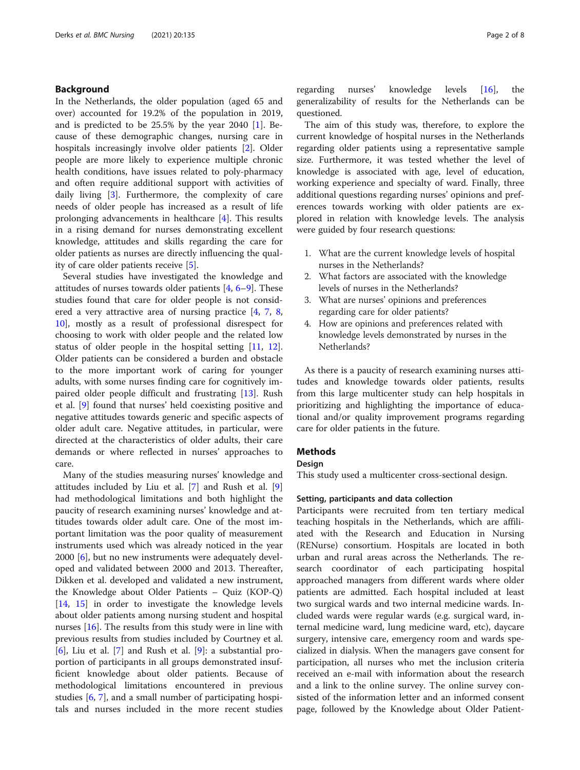## Background

In the Netherlands, the older population (aged 65 and over) accounted for 19.2% of the population in 2019, and is predicted to be 25.5% by the year 2040 [1]. Because of these demographic changes, nursing care in hospitals increasingly involve older patients [2]. Older people are more likely to experience multiple chronic health conditions, have issues related to poly-pharmacy and often require additional support with activities of daily living [3]. Furthermore, the complexity of care needs of older people has increased as a result of life prolonging advancements in healthcare [4]. This results in a rising demand for nurses demonstrating excellent knowledge, attitudes and skills regarding the care for older patients as nurses are directly influencing the quality of care older patients receive [5].

Several studies have investigated the knowledge and attitudes of nurses towards older patients [4, 6–9]. These studies found that care for older people is not considered a very attractive area of nursing practice [4, 7, 8, 10], mostly as a result of professional disrespect for choosing to work with older people and the related low status of older people in the hospital setting [11, 12]. Older patients can be considered a burden and obstacle to the more important work of caring for younger adults, with some nurses finding care for cognitively impaired older people difficult and frustrating [13]. Rush et al. [9] found that nurses' held coexisting positive and negative attitudes towards generic and specific aspects of older adult care. Negative attitudes, in particular, were directed at the characteristics of older adults, their care demands or where reflected in nurses' approaches to care.

Many of the studies measuring nurses' knowledge and attitudes included by Liu et al. [7] and Rush et al. [9] had methodological limitations and both highlight the paucity of research examining nurses' knowledge and attitudes towards older adult care. One of the most important limitation was the poor quality of measurement instruments used which was already noticed in the year 2000 [6], but no new instruments were adequately developed and validated between 2000 and 2013. Thereafter, Dikken et al. developed and validated a new instrument, the Knowledge about Older Patients – Quiz (KOP-Q) [14, 15] in order to investigate the knowledge levels about older patients among nursing student and hospital nurses [16]. The results from this study were in line with previous results from studies included by Courtney et al. [6], Liu et al. [7] and Rush et al. [9]: a substantial proportion of participants in all groups demonstrated insufficient knowledge about older patients. Because of methodological limitations encountered in previous studies [6, 7], and a small number of participating hospitals and nurses included in the more recent studies regarding nurses' knowledge levels [16], the generalizability of results for the Netherlands can be questioned.

The aim of this study was, therefore, to explore the current knowledge of hospital nurses in the Netherlands regarding older patients using a representative sample size. Furthermore, it was tested whether the level of knowledge is associated with age, level of education, working experience and specialty of ward. Finally, three additional questions regarding nurses' opinions and preferences towards working with older patients are explored in relation with knowledge levels. The analysis were guided by four research questions:

1. What are the current knowledge levels of hospital nurses in the Netherlands?
2. What factors are associated with the knowledge levels of nurses in the Netherlands?
3. What are nurses' opinions and preferences regarding care for older patients?
4. How are opinions and preferences related with knowledge levels demonstrated by nurses in the Netherlands?

As there is a paucity of research examining nurses attitudes and knowledge towards older patients, results from this large multicenter study can help hospitals in prioritizing and highlighting the importance of educational and/or quality improvement programs regarding care for older patients in the future.

## Methods

### Design

This study used a multicenter cross-sectional design.

#### Setting, participants and data collection

Participants were recruited from ten tertiary medical teaching hospitals in the Netherlands, which are affiliated with the Research and Education in Nursing (RENurse) consortium. Hospitals are located in both urban and rural areas across the Netherlands. The research coordinator of each participating hospital approached managers from different wards where older patients are admitted. Each hospital included at least two surgical wards and two internal medicine wards. Included wards were regular wards (e.g. surgical ward, internal medicine ward, lung medicine ward, etc), daycare surgery, intensive care, emergency room and wards specialized in dialysis. When the managers gave consent for participation, all nurses who met the inclusion criteria received an e-mail with information about the research and a link to the online survey. The online survey consisted of the information letter and an informed consent page, followed by the Knowledge about Older Patient-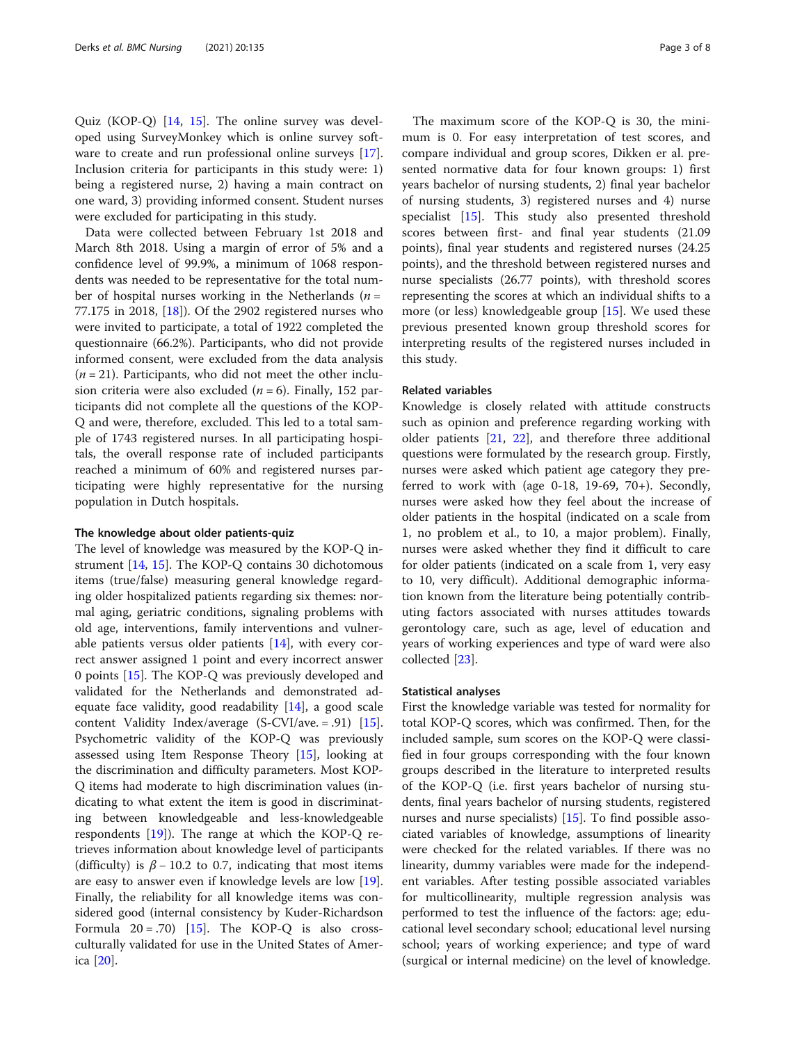Quiz (KOP-Q) [14, 15]. The online survey was developed using SurveyMonkey which is online survey software to create and run professional online surveys [17]. Inclusion criteria for participants in this study were: 1) being a registered nurse, 2) having a main contract on one ward, 3) providing informed consent. Student nurses were excluded for participating in this study.

Data were collected between February 1st 2018 and March 8th 2018. Using a margin of error of 5% and a confidence level of 99.9%, a minimum of 1068 respondents was needed to be representative for the total number of hospital nurses working in the Netherlands ($n$ = 77.175 in 2018, [18]). Of the 2902 registered nurses who were invited to participate, a total of 1922 completed the questionnaire (66.2%). Participants, who did not provide informed consent, were excluded from the data analysis ($n$ = 21). Participants, who did not meet the other inclusion criteria were also excluded ($n$ = 6). Finally, 152 participants did not complete all the questions of the KOP-Q and were, therefore, excluded. This led to a total sample of 1743 registered nurses. In all participating hospitals, the overall response rate of included participants reached a minimum of 60% and registered nurses participating were highly representative for the nursing population in Dutch hospitals.

### The knowledge about older patients-quiz

The level of knowledge was measured by the KOP-Q instrument [14, 15]. The KOP-Q contains 30 dichotomous items (true/false) measuring general knowledge regarding older hospitalized patients regarding six themes: normal aging, geriatric conditions, signaling problems with old age, interventions, family interventions and vulnerable patients versus older patients [14], with every correct answer assigned 1 point and every incorrect answer 0 points [15]. The KOP-Q was previously developed and validated for the Netherlands and demonstrated adequate face validity, good readability [14], a good scale content Validity Index/average (S-CVI/ave. = .91) [15]. Psychometric validity of the KOP-Q was previously assessed using Item Response Theory [15], looking at the discrimination and difficulty parameters. Most KOP-Q items had moderate to high discrimination values (indicating to what extent the item is good in discriminating between knowledgeable and less-knowledgeable respondents [19]). The range at which the KOP-Q retrieves information about knowledge level of participants (difficulty) is $\beta$ – 10.2 to 0.7, indicating that most items are easy to answer even if knowledge levels are low [19]. Finally, the reliability for all knowledge items was considered good (internal consistency by Kuder-Richardson Formula 20 = .70) [15]. The KOP-Q is also cross-culturally validated for use in the United States of America [20].

The maximum score of the KOP-Q is 30, the minimum is 0. For easy interpretation of test scores, and compare individual and group scores, Dikken er al. presented normative data for four known groups: 1) first years bachelor of nursing students, 2) final year bachelor of nursing students, 3) registered nurses and 4) nurse specialist [15]. This study also presented threshold scores between first- and final year students (21.09 points), final year students and registered nurses (24.25 points), and the threshold between registered nurses and nurse specialists (26.77 points), with threshold scores representing the scores at which an individual shifts to a more (or less) knowledgeable group [15]. We used these previous presented known group threshold scores for interpreting results of the registered nurses included in this study.

### Related variables

Knowledge is closely related with attitude constructs such as opinion and preference regarding working with older patients [21, 22], and therefore three additional questions were formulated by the research group. Firstly, nurses were asked which patient age category they preferred to work with (age 0-18, 19-69, 70+). Secondly, nurses were asked how they feel about the increase of older patients in the hospital (indicated on a scale from 1, no problem et al., to 10, a major problem). Finally, nurses were asked whether they find it difficult to care for older patients (indicated on a scale from 1, very easy to 10, very difficult). Additional demographic information known from the literature being potentially contributing factors associated with nurses attitudes towards gerontology care, such as age, level of education and years of working experiences and type of ward were also collected [23].

### Statistical analyses

First the knowledge variable was tested for normality for total KOP-Q scores, which was confirmed. Then, for the included sample, sum scores on the KOP-Q were classified in four groups corresponding with the four known groups described in the literature to interpreted results of the KOP-Q (i.e. first years bachelor of nursing students, final years bachelor of nursing students, registered nurses and nurse specialists) [15]. To find possible associated variables of knowledge, assumptions of linearity were checked for the related variables. If there was no linearity, dummy variables were made for the independent variables. After testing possible associated variables for multicollinearity, multiple regression analysis was performed to test the influence of the factors: age; educational level secondary school; educational level nursing school; years of working experience; and type of ward (surgical or internal medicine) on the level of knowledge.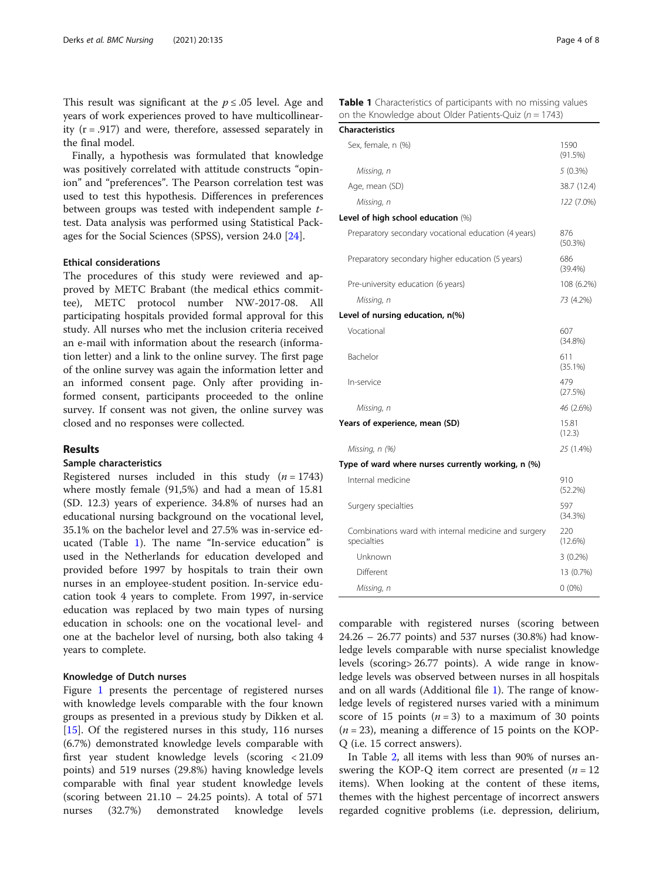This result was significant at the $p \leq .05$ level. Age and years of work experiences proved to have multicollinearity ($r = .917$) and were, therefore, assessed separately in the final model.

Finally, a hypothesis was formulated that knowledge was positively correlated with attitude constructs "opinion" and "preferences". The Pearson correlation test was used to test this hypothesis. Differences in preferences between groups was tested with independent sample *t*-test. Data analysis was performed using Statistical Packages for the Social Sciences (SPSS), version 24.0 [24].

### Ethical considerations

The procedures of this study were reviewed and approved by METC Brabant (the medical ethics committee), METC protocol number NW-2017-08. All participating hospitals provided formal approval for this study. All nurses who met the inclusion criteria received an e-mail with information about the research (information letter) and a link to the online survey. The first page of the online survey was again the information letter and an informed consent page. Only after providing informed consent, participants proceeded to the online survey. If consent was not given, the online survey was closed and no responses were collected.

## Results

### Sample characteristics

Registered nurses included in this study ($n = 1743$) where mostly female (91,5%) and had a mean of 15.81 (SD. 12.3) years of experience. 34.8% of nurses had an educational nursing background on the vocational level, 35.1% on the bachelor level and 27.5% was in-service educated (Table 1). The name "In-service education" is used in the Netherlands for education developed and provided before 1997 by hospitals to train their own nurses in an employee-student position. In-service education took 4 years to complete. From 1997, in-service education was replaced by two main types of nursing education in schools: one on the vocational level- and one at the bachelor level of nursing, both also taking 4 years to complete.

### Knowledge of Dutch nurses

Figure 1 presents the percentage of registered nurses with knowledge levels comparable with the four known groups as presented in a previous study by Dikken et al. [15]. Of the registered nurses in this study, 116 nurses (6.7%) demonstrated knowledge levels comparable with first year student knowledge levels (scoring < 21.09 points) and 519 nurses (29.8%) having knowledge levels comparable with final year student knowledge levels (scoring between 21.10 – 24.25 points). A total of 571 nurses (32.7%) demonstrated knowledge levels comparable with registered nurses (scoring between 24.26 – 26.77 points) and 537 nurses (30.8%) had knowledge levels comparable with nurse specialist knowledge levels (scoring> 26.77 points). A wide range in knowledge levels was observed between nurses in all hospitals and on all wards (Additional file 1). The range of knowledge levels of registered nurses varied with a minimum score of 15 points ($n = 3$) to a maximum of 30 points ($n = 23$), meaning a difference of 15 points on the KOP-Q (i.e. 15 correct answers).

In Table 2, all items with less than 90% of nurses answering the KOP-Q item correct are presented ($n = 12$ items). When looking at the content of these items, themes with the highest percentage of incorrect answers regarded cognitive problems (i.e. depression, delirium,

**Table 1** Characteristics of participants with no missing values on the Knowledge about Older Patients-Quiz ($n = 1743$)

| Characteristics | |
|---|---|
| Sex, female, n (%) | 1590 (91.5%) |
| *Missing, n* | *5 (0.3%)* |
| Age, mean (SD) | 38.7 (12.4) |
| *Missing, n* | *122 (7.0%)* |
| **Level of high school education** (%) | |
| Preparatory secondary vocational education (4 years) | 876 (50.3%) |
| Preparatory secondary higher education (5 years) | 686 (39.4%) |
| Pre-university education (6 years) | 108 (6.2%) |
| *Missing, n* | *73 (4.2%)* |
| **Level of nursing education, n(%)** | |
| Vocational | 607 (34.8%) |
| Bachelor | 611 (35.1%) |
| In-service | 479 (27.5%) |
| *Missing, n* | *46 (2.6%)* |
| **Years of experience, mean (SD)** | 15.81 (12.3) |
| *Missing, n (%)* | *25 (1.4%)* |
| **Type of ward where nurses currently working, n (%)** | |
| Internal medicine | 910 (52.2%) |
| Surgery specialties | 597 (34.3%) |
| Combinations ward with internal medicine and surgery specialties | 220 (12.6%) |
| Unknown | 3 (0.2%) |
| Different | 13 (0.7%) |
| *Missing, n* | *0 (0%)* |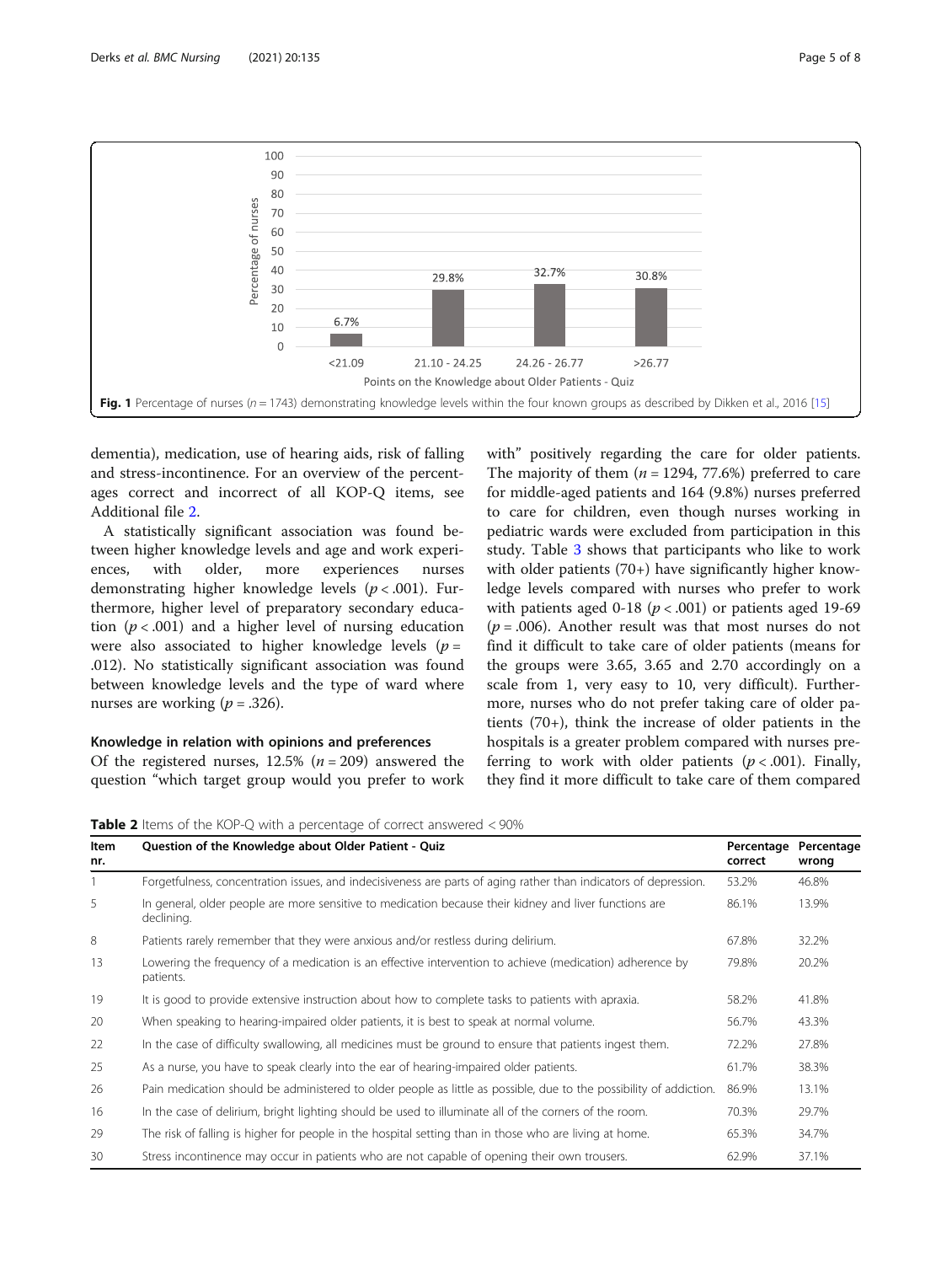Fig. 1 Percentage of nurses ($n = 1743$) demonstrating knowledge levels within the four known groups as described by Dikken et al., 2016 [15]

dementia), medication, use of hearing aids, risk of falling and stress-incontinence. For an overview of the percentages correct and incorrect of all KOP-Q items, see Additional file 2.

A statistically significant association was found between higher knowledge levels and age and work experiences, with older, more experiences nurses demonstrating higher knowledge levels ($p < .001$). Furthermore, higher level of preparatory secondary education ($p < .001$) and a higher level of nursing education were also associated to higher knowledge levels ($p = .012$). No statistically significant association was found between knowledge levels and the type of ward where nurses are working ($p = .326$).

### Knowledge in relation with opinions and preferences

Of the registered nurses, 12.5% ($n = 209$) answered the question "which target group would you prefer to work with" positively regarding the care for older patients. The majority of them ($n = 1294$, 77.6%) preferred to care for middle-aged patients and 164 (9.8%) nurses preferred to care for children, even though nurses working in pediatric wards were excluded from participation in this study. Table 3 shows that participants who like to work with older patients (70+) have significantly higher knowledge levels compared with nurses who prefer to work with patients aged 0-18 ($p < .001$) or patients aged 19-69 ($p = .006$). Another result was that most nurses do not find it difficult to take care of older patients (means for the groups were 3.65, 3.65 and 2.70 accordingly on a scale from 1, very easy to 10, very difficult). Furthermore, nurses who do not prefer taking care of older patients (70+), think the increase of older patients in the hospitals is a greater problem compared with nurses preferring to work with older patients ($p < .001$). Finally, they find it more difficult to take care of them compared

**Table 2** Items of the KOP-Q with a percentage of correct answered < 90%

| Item nr. | Question of the Knowledge about Older Patient - Quiz | Percentage correct | Percentage wrong |
|---|---|---|---|
| 1 | Forgetfulness, concentration issues, and indecisiveness are parts of aging rather than indicators of depression. | 53.2% | 46.8% |
| 5 | In general, older people are more sensitive to medication because their kidney and liver functions are declining. | 86.1% | 13.9% |
| 8 | Patients rarely remember that they were anxious and/or restless during delirium. | 67.8% | 32.2% |
| 13 | Lowering the frequency of a medication is an effective intervention to achieve (medication) adherence by patients. | 79.8% | 20.2% |
| 19 | It is good to provide extensive instruction about how to complete tasks to patients with apraxia. | 58.2% | 41.8% |
| 20 | When speaking to hearing-impaired older patients, it is best to speak at normal volume. | 56.7% | 43.3% |
| 22 | In the case of difficulty swallowing, all medicines must be ground to ensure that patients ingest them. | 72.2% | 27.8% |
| 25 | As a nurse, you have to speak clearly into the ear of hearing-impaired older patients. | 61.7% | 38.3% |
| 26 | Pain medication should be administered to older people as little as possible, due to the possibility of addiction. | 86.9% | 13.1% |
| 16 | In the case of delirium, bright lighting should be used to illuminate all of the corners of the room. | 70.3% | 29.7% |
| 29 | The risk of falling is higher for people in the hospital setting than in those who are living at home. | 65.3% | 34.7% |
| 30 | Stress incontinence may occur in patients who are not capable of opening their own trousers. | 62.9% | 37.1% |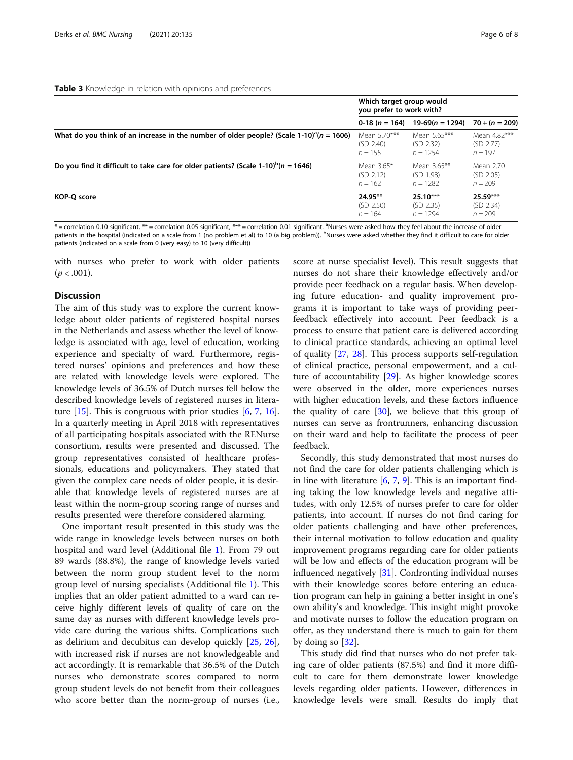**Table 3** Knowledge in relation with opinions and preferences

| | Which target group would you prefer to work with? | | |
|---|---|---|---|
| | 0-18 ($n = 164$) | 19-69($n = 1294$) | 70 + ($n = 209$) |
| **What do you think of an increase in the number of older people? (Scale 1-10)[a]($n = 1606$)** | Mean 5.70*** (SD 2.40) $n = 155$ | Mean 5.65*** (SD 2.32) $n = 1254$ | Mean 4.82*** (SD 2.77) $n = 197$ |
| **Do you find it difficult to take care for older patients? (Scale 1-10)[b]($n = 1646$)** | Mean 3.65* (SD 2.12) $n = 162$ | Mean 3.65** (SD 1.98) $n = 1282$ | Mean 2.70 (SD 2.05) $n = 209$ |
| **KOP-Q score** | **24.95**** (SD 2.50) $n = 164$ | **25.10***** (SD 2.35) $n = 1294$ | **25.59***** (SD 2.34) $n = 209$ |

* = correlation 0.10 significant, ** = correlation 0.05 significant, *** = correlation 0.01 significant. [a]Nurses were asked how they feel about the increase of older patients in the hospital (indicated on a scale from 1 (no problem et al) to 10 (a big problem)). [b]Nurses were asked whether they find it difficult to care for older patients (indicated on a scale from 0 (very easy) to 10 (very difficult))

with nurses who prefer to work with older patients ($p < .001$).

## Discussion

The aim of this study was to explore the current knowledge about older patients of registered hospital nurses in the Netherlands and assess whether the level of knowledge is associated with age, level of education, working experience and specialty of ward. Furthermore, registered nurses' opinions and preferences and how these are related with knowledge levels were explored. The knowledge levels of 36.5% of Dutch nurses fell below the described knowledge levels of registered nurses in literature [15]. This is congruous with prior studies [6, 7, 16]. In a quarterly meeting in April 2018 with representatives of all participating hospitals associated with the RENurse consortium, results were presented and discussed. The group representatives consisted of healthcare professionals, educations and policymakers. They stated that given the complex care needs of older people, it is desirable that knowledge levels of registered nurses are at least within the norm-group scoring range of nurses and results presented were therefore considered alarming.

One important result presented in this study was the wide range in knowledge levels between nurses on both hospital and ward level (Additional file 1). From 79 out 89 wards (88.8%), the range of knowledge levels varied between the norm group student level to the norm group level of nursing specialists (Additional file 1). This implies that an older patient admitted to a ward can receive highly different levels of quality of care on the same day as nurses with different knowledge levels provide care during the various shifts. Complications such as delirium and decubitus can develop quickly [25, 26], with increased risk if nurses are not knowledgeable and act accordingly. It is remarkable that 36.5% of the Dutch nurses who demonstrate scores compared to norm group student levels do not benefit from their colleagues who score better than the norm-group of nurses (i.e., score at nurse specialist level). This result suggests that nurses do not share their knowledge effectively and/or provide peer feedback on a regular basis. When developing future education- and quality improvement programs it is important to take ways of providing peer-feedback effectively into account. Peer feedback is a process to ensure that patient care is delivered according to clinical practice standards, achieving an optimal level of quality [27, 28]. This process supports self-regulation of clinical practice, personal empowerment, and a culture of accountability [29]. As higher knowledge scores were observed in the older, more experiences nurses with higher education levels, and these factors influence the quality of care [30], we believe that this group of nurses can serve as frontrunners, enhancing discussion on their ward and help to facilitate the process of peer feedback.

Secondly, this study demonstrated that most nurses do not find the care for older patients challenging which is in line with literature [6, 7, 9]. This is an important finding taking the low knowledge levels and negative attitudes, with only 12.5% of nurses prefer to care for older patients, into account. If nurses do not find caring for older patients challenging and have other preferences, their internal motivation to follow education and quality improvement programs regarding care for older patients will be low and effects of the education program will be influenced negatively [31]. Confronting individual nurses with their knowledge scores before entering an education program can help in gaining a better insight in one's own ability's and knowledge. This insight might provoke and motivate nurses to follow the education program on offer, as they understand there is much to gain for them by doing so [32].

This study did find that nurses who do not prefer taking care of older patients (87.5%) and find it more difficult to care for them demonstrate lower knowledge levels regarding older patients. However, differences in knowledge levels were small. Results do imply that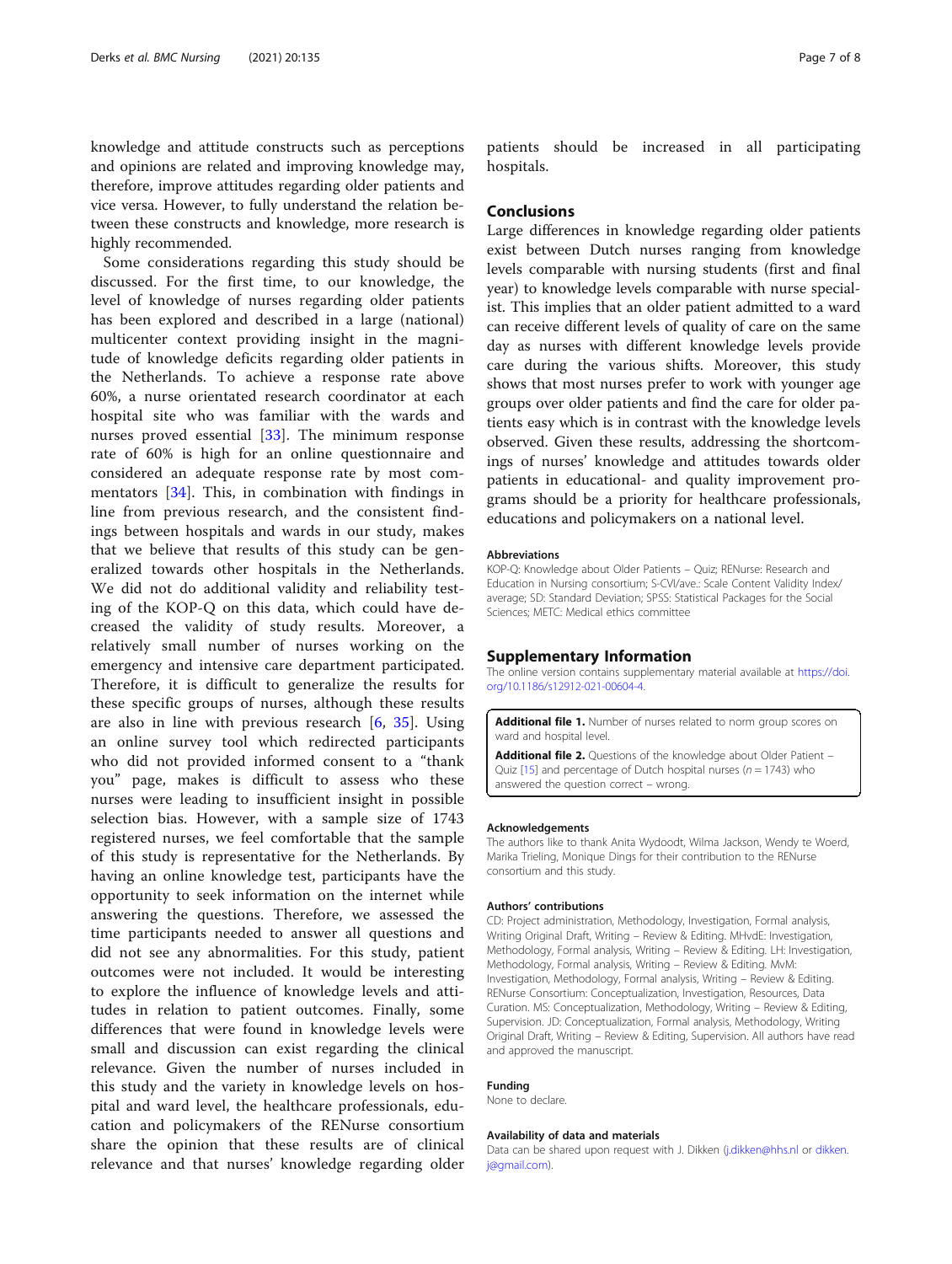knowledge and attitude constructs such as perceptions and opinions are related and improving knowledge may, therefore, improve attitudes regarding older patients and vice versa. However, to fully understand the relation between these constructs and knowledge, more research is highly recommended.

Some considerations regarding this study should be discussed. For the first time, to our knowledge, the level of knowledge of nurses regarding older patients has been explored and described in a large (national) multicenter context providing insight in the magnitude of knowledge deficits regarding older patients in the Netherlands. To achieve a response rate above 60%, a nurse orientated research coordinator at each hospital site who was familiar with the wards and nurses proved essential [33]. The minimum response rate of 60% is high for an online questionnaire and considered an adequate response rate by most commentators [34]. This, in combination with findings in line from previous research, and the consistent findings between hospitals and wards in our study, makes that we believe that results of this study can be generalized towards other hospitals in the Netherlands. We did not do additional validity and reliability testing of the KOP-Q on this data, which could have decreased the validity of study results. Moreover, a relatively small number of nurses working on the emergency and intensive care department participated. Therefore, it is difficult to generalize the results for these specific groups of nurses, although these results are also in line with previous research [6, 35]. Using an online survey tool which redirected participants who did not provided informed consent to a "thank you" page, makes is difficult to assess who these nurses were leading to insufficient insight in possible selection bias. However, with a sample size of 1743 registered nurses, we feel comfortable that the sample of this study is representative for the Netherlands. By having an online knowledge test, participants have the opportunity to seek information on the internet while answering the questions. Therefore, we assessed the time participants needed to answer all questions and did not see any abnormalities. For this study, patient outcomes were not included. It would be interesting to explore the influence of knowledge levels and attitudes in relation to patient outcomes. Finally, some differences that were found in knowledge levels were small and discussion can exist regarding the clinical relevance. Given the number of nurses included in this study and the variety in knowledge levels on hospital and ward level, the healthcare professionals, education and policymakers of the RENurse consortium share the opinion that these results are of clinical relevance and that nurses' knowledge regarding older patients should be increased in all participating hospitals.

## Conclusions

Large differences in knowledge regarding older patients exist between Dutch nurses ranging from knowledge levels comparable with nursing students (first and final year) to knowledge levels comparable with nurse specialist. This implies that an older patient admitted to a ward can receive different levels of quality of care on the same day as nurses with different knowledge levels provide care during the various shifts. Moreover, this study shows that most nurses prefer to work with younger age groups over older patients and find the care for older patients easy which is in contrast with the knowledge levels observed. Given these results, addressing the shortcomings of nurses' knowledge and attitudes towards older patients in educational- and quality improvement programs should be a priority for healthcare professionals, educations and policymakers on a national level.

### Abbreviations

KOP-Q: Knowledge about Older Patients – Quiz; RENurse: Research and Education in Nursing consortium; S-CVI/ave.: Scale Content Validity Index/ average; SD: Standard Deviation; SPSS: Statistical Packages for the Social Sciences; METC: Medical ethics committee

## Supplementary Information

The online version contains supplementary material available at https://doi.org/10.1186/s12912-021-00604-4.

**Additional file 1.** Number of nurses related to norm group scores on ward and hospital level.

**Additional file 2.** Questions of the knowledge about Older Patient – Quiz [15] and percentage of Dutch hospital nurses ($n = 1743$) who answered the question correct – wrong.

### Acknowledgements

The authors like to thank Anita Wydoodt, Wilma Jackson, Wendy te Woerd, Marika Trieling, Monique Dings for their contribution to the RENurse consortium and this study.

### Authors' contributions

CD: Project administration, Methodology, Investigation, Formal analysis, Writing Original Draft, Writing – Review & Editing. MHvdE: Investigation, Methodology, Formal analysis, Writing – Review & Editing. LH: Investigation, Methodology, Formal analysis, Writing – Review & Editing. MvM: Investigation, Methodology, Formal analysis, Writing – Review & Editing. RENurse Consortium: Conceptualization, Investigation, Resources, Data Curation. MS: Conceptualization, Methodology, Writing – Review & Editing, Supervision. JD: Conceptualization, Formal analysis, Methodology, Writing Original Draft, Writing – Review & Editing, Supervision. All authors have read and approved the manuscript.

### Funding

None to declare.

### Availability of data and materials

Data can be shared upon request with J. Dikken (j.dikken@hhs.nl or dikken.j@gmail.com).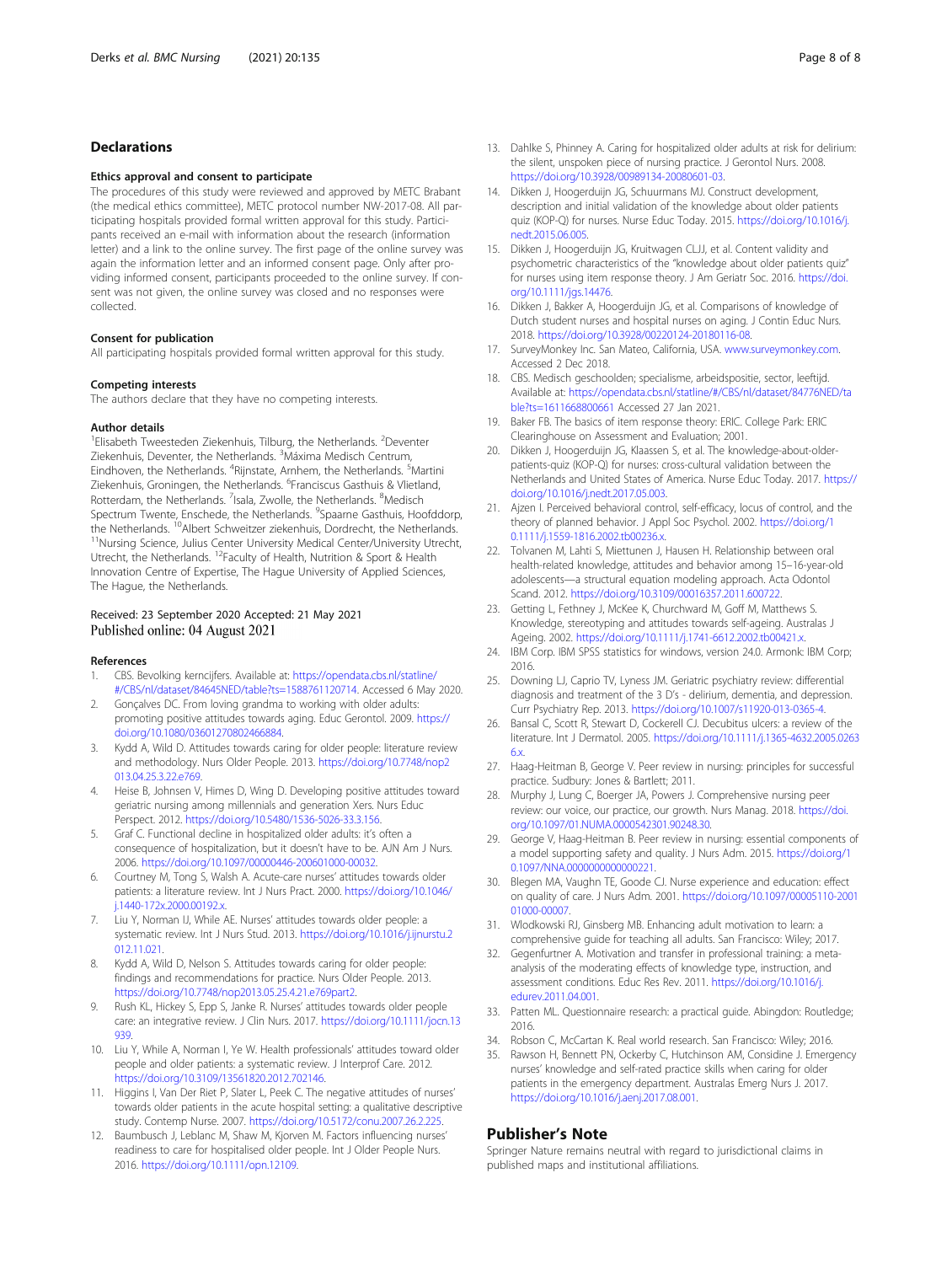## Declarations

### Ethics approval and consent to participate

The procedures of this study were reviewed and approved by METC Brabant (the medical ethics committee), METC protocol number NW-2017-08. All participating hospitals provided formal written approval for this study. Participants received an e-mail with information about the research (information letter) and a link to the online survey. The first page of the online survey was again the information letter and an informed consent page. Only after providing informed consent, participants proceeded to the online survey. If consent was not given, the online survey was closed and no responses were collected.

### Consent for publication

All participating hospitals provided formal written approval for this study.

### Competing interests

The authors declare that they have no competing interests.

### Author details

[1]Elisabeth Tweesteden Ziekenhuis, Tilburg, the Netherlands. [2]Deventer Ziekenhuis, Deventer, the Netherlands. [3]Máxima Medisch Centrum, Eindhoven, the Netherlands. [4]Rijnstate, Arnhem, the Netherlands. [5]Martini Ziekenhuis, Groningen, the Netherlands. [6]Franciscus Gasthuis & Vlietland, Rotterdam, the Netherlands. [7]Isala, Zwolle, the Netherlands. [8]Medisch Spectrum Twente, Enschede, the Netherlands. [9]Spaarne Gasthuis, Hoofddorp, the Netherlands. [10]Albert Schweitzer ziekenhuis, Dordrecht, the Netherlands. [11]Nursing Science, Julius Center University Medical Center/University Utrecht, Utrecht, the Netherlands. [12]Faculty of Health, Nutrition & Sport & Health Innovation Centre of Expertise, The Hague University of Applied Sciences, The Hague, the Netherlands.

Received: 23 September 2020 Accepted: 21 May 2021
Published online: 04 August 2021

### References

1. CBS. Bevolking kerncijfers. Available at: https://opendata.cbs.nl/statline/#/CBS/nl/dataset/84645NED/table?ts=1588761120714. Accessed 6 May 2020.
2. Gonçalves DC. From loving grandma to working with older adults: promoting positive attitudes towards aging. Educ Gerontol. 2009. https://doi.org/10.1080/03601270802466884.
3. Kydd A, Wild D. Attitudes towards caring for older people: literature review and methodology. Nurs Older People. 2013. https://doi.org/10.7748/nop2013.04.25.3.22.e769.
4. Heise B, Johnsen V, Himes D, Wing D. Developing positive attitudes toward geriatric nursing among millennials and generation Xers. Nurs Educ Perspect. 2012. https://doi.org/10.5480/1536-5026-33.3.156.
5. Graf C. Functional decline in hospitalized older adults: it's often a consequence of hospitalization, but it doesn't have to be. AJN Am J Nurs. 2006. https://doi.org/10.1097/00000446-200601000-00032.
6. Courtney M, Tong S, Walsh A. Acute-care nurses' attitudes towards older patients: a literature review. Int J Nurs Pract. 2000. https://doi.org/10.1046/j.1440-172x.2000.00192.x.
7. Liu Y, Norman IJ, While AE. Nurses' attitudes towards older people: a systematic review. Int J Nurs Stud. 2013. https://doi.org/10.1016/j.ijnurstu.2012.11.021.
8. Kydd A, Wild D, Nelson S. Attitudes towards caring for older people: findings and recommendations for practice. Nurs Older People. 2013. https://doi.org/10.7748/nop2013.05.25.4.21.e769part2.
9. Rush KL, Hickey S, Epp S, Janke R. Nurses' attitudes towards older people care: an integrative review. J Clin Nurs. 2017. https://doi.org/10.1111/jocn.13939.
10. Liu Y, While A, Norman I, Ye W. Health professionals' attitudes toward older people and older patients: a systematic review. J Interprof Care. 2012. https://doi.org/10.3109/13561820.2012.702146.
11. Higgins I, Van Der Riet P, Slater L, Peek C. The negative attitudes of nurses' towards older patients in the acute hospital setting: a qualitative descriptive study. Contemp Nurse. 2007. https://doi.org/10.5172/conu.2007.26.2.225.
12. Baumbusch J, Leblanc M, Shaw M, Kjorven M. Factors influencing nurses' readiness to care for hospitalised older people. Int J Older People Nurs. 2016. https://doi.org/10.1111/opn.12109.
13. Dahlke S, Phinney A. Caring for hospitalized older adults at risk for delirium: the silent, unspoken piece of nursing practice. J Gerontol Nurs. 2008. https://doi.org/10.3928/00989134-20080601-03.
14. Dikken J, Hoogerduijn JG, Schuurmans MJ. Construct development, description and initial validation of the knowledge about older patients quiz (KOP-Q) for nurses. Nurse Educ Today. 2015. https://doi.org/10.1016/j.nedt.2015.06.005.
15. Dikken J, Hoogerduijn JG, Kruitwagen CLJJ, et al. Content validity and psychometric characteristics of the "knowledge about older patients quiz" for nurses using item response theory. J Am Geriatr Soc. 2016. https://doi.org/10.1111/jgs.14476.
16. Dikken J, Bakker A, Hoogerduijn JG, et al. Comparisons of knowledge of Dutch student nurses and hospital nurses on aging. J Contin Educ Nurs. 2018. https://doi.org/10.3928/00220124-20180116-08.
17. SurveyMonkey Inc. San Mateo, California, USA. www.surveymonkey.com. Accessed 2 Dec 2018.
18. CBS. Medisch geschoolden; specialisme, arbeidspositie, sector, leeftijd. Available at: https://opendata.cbs.nl/statline/#/CBS/nl/dataset/84776NED/table?ts=1611668800661 Accessed 27 Jan 2021.
19. Baker FB. The basics of item response theory: ERIC. College Park: ERIC Clearinghouse on Assessment and Evaluation; 2001.
20. Dikken J, Hoogerduijn JG, Klaassen S, et al. The knowledge-about-older-patients-quiz (KOP-Q) for nurses: cross-cultural validation between the Netherlands and United States of America. Nurse Educ Today. 2017. https://doi.org/10.1016/j.nedt.2017.05.003.
21. Ajzen I. Perceived behavioral control, self-efficacy, locus of control, and the theory of planned behavior. J Appl Soc Psychol. 2002. https://doi.org/10.1111/j.1559-1816.2002.tb00236.x.
22. Tolvanen M, Lahti S, Miettunen J, Hausen H. Relationship between oral health-related knowledge, attitudes and behavior among 15–16-year-old adolescents—a structural equation modeling approach. Acta Odontol Scand. 2012. https://doi.org/10.3109/00016357.2011.600722.
23. Getting L, Fethney J, McKee K, Churchward M, Goff M, Matthews S. Knowledge, stereotyping and attitudes towards self-ageing. Australas J Ageing. 2002. https://doi.org/10.1111/j.1741-6612.2002.tb00421.x.
24. IBM Corp. IBM SPSS statistics for windows, version 24.0. Armonk: IBM Corp; 2016.
25. Downing LJ, Caprio TV, Lyness JM. Geriatric psychiatry review: differential diagnosis and treatment of the 3 D's - delirium, dementia, and depression. Curr Psychiatry Rep. 2013. https://doi.org/10.1007/s11920-013-0365-4.
26. Bansal C, Scott R, Stewart D, Cockerell CJ. Decubitus ulcers: a review of the literature. Int J Dermatol. 2005. https://doi.org/10.1111/j.1365-4632.2005.02636.x.
27. Haag-Heitman B, George V. Peer review in nursing: principles for successful practice. Sudbury: Jones & Bartlett; 2011.
28. Murphy J, Lung C, Boerger JA, Powers J. Comprehensive nursing peer review: our voice, our practice, our growth. Nurs Manag. 2018. https://doi.org/10.1097/01.NUMA.0000542301.90248.30.
29. George V, Haag-Heitman B. Peer review in nursing: essential components of a model supporting safety and quality. J Nurs Adm. 2015. https://doi.org/10.1097/NNA.0000000000000221.
30. Blegen MA, Vaughn TE, Goode CJ. Nurse experience and education: effect on quality of care. J Nurs Adm. 2001. https://doi.org/10.1097/00005110-200101000-00007.
31. Wlodkowski RJ, Ginsberg MB. Enhancing adult motivation to learn: a comprehensive guide for teaching all adults. San Francisco: Wiley; 2017.
32. Gegenfurtner A. Motivation and transfer in professional training: a meta-analysis of the moderating effects of knowledge type, instruction, and assessment conditions. Educ Res Rev. 2011. https://doi.org/10.1016/j.edurev.2011.04.001.
33. Patten ML. Questionnaire research: a practical guide. Abingdon: Routledge; 2016.
34. Robson C, McCartan K. Real world research. San Francisco: Wiley; 2016.
35. Rawson H, Bennett PN, Ockerby C, Hutchinson AM, Considine J. Emergency nurses' knowledge and self-rated practice skills when caring for older patients in the emergency department. Australas Emerg Nurs J. 2017. https://doi.org/10.1016/j.aenj.2017.08.001.

## Publisher's Note

Springer Nature remains neutral with regard to jurisdictional claims in published maps and institutional affiliations.